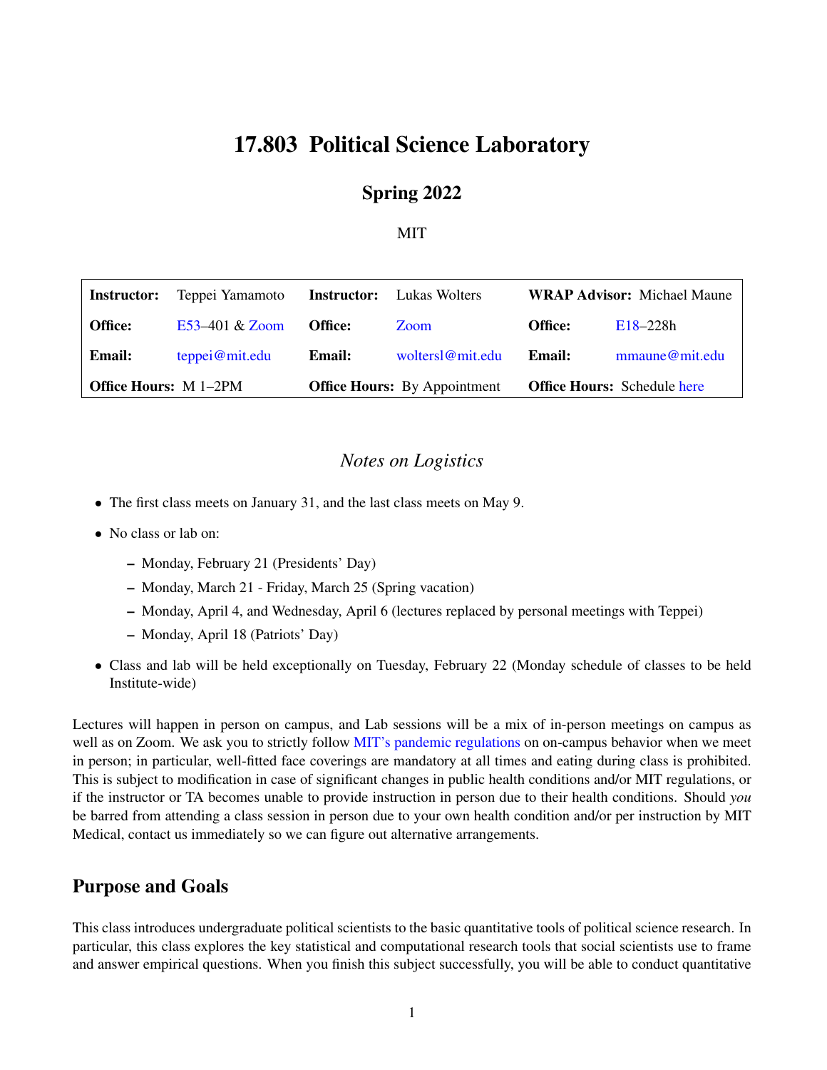# 17.803 Political Science Laboratory

## Spring 2022

MIT

| **Instructor:** Teppei Yamamoto | **Instructor:** Lukas Wolters | **WRAP Advisor:** Michael Maune |
|---|---|---|
| **Office:** E53–401 & Zoom | **Office:** Zoom | **Office:** E18–228h |
| **Email:** teppei@mit.edu | **Email:** woltersl@mit.edu | **Email:** mmaune@mit.edu |
| **Office Hours:** M 1–2PM | **Office Hours:** By Appointment | **Office Hours:** Schedule here |

### *Notes on Logistics*

- The first class meets on January 31, and the last class meets on May 9.
- No class or lab on:
  - Monday, February 21 (Presidents' Day)
  - Monday, March 21 - Friday, March 25 (Spring vacation)
  - Monday, April 4, and Wednesday, April 6 (lectures replaced by personal meetings with Teppei)
  - Monday, April 18 (Patriots' Day)
- Class and lab will be held exceptionally on Tuesday, February 22 (Monday schedule of classes to be held Institute-wide)

Lectures will happen in person on campus, and Lab sessions will be a mix of in-person meetings on campus as well as on Zoom. We ask you to strictly follow MIT's pandemic regulations on on-campus behavior when we meet in person; in particular, well-fitted face coverings are mandatory at all times and eating during class is prohibited. This is subject to modification in case of significant changes in public health conditions and/or MIT regulations, or if the instructor or TA becomes unable to provide instruction in person due to their health conditions. Should *you* be barred from attending a class session in person due to your own health condition and/or per instruction by MIT Medical, contact us immediately so we can figure out alternative arrangements.

## Purpose and Goals

This class introduces undergraduate political scientists to the basic quantitative tools of political science research. In particular, this class explores the key statistical and computational research tools that social scientists use to frame and answer empirical questions. When you finish this subject successfully, you will be able to conduct quantitative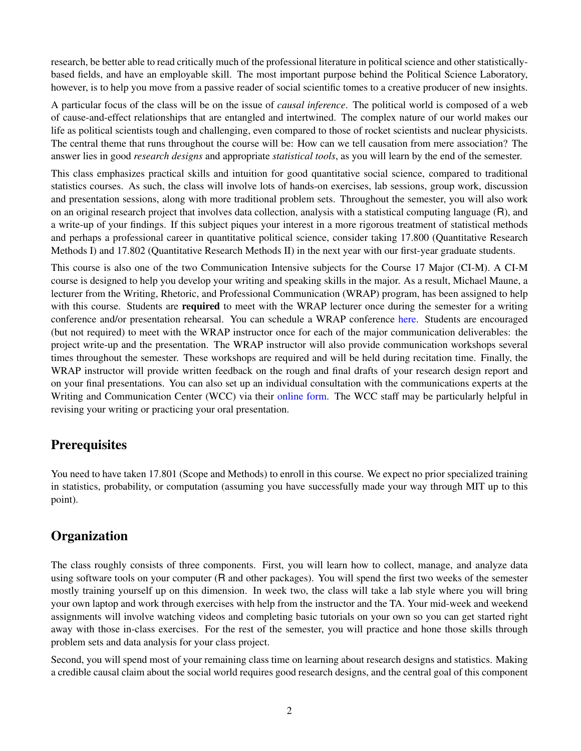research, be better able to read critically much of the professional literature in political science and other statistically-based fields, and have an employable skill. The most important purpose behind the Political Science Laboratory, however, is to help you move from a passive reader of social scientific tomes to a creative producer of new insights.

A particular focus of the class will be on the issue of *causal inference*. The political world is composed of a web of cause-and-effect relationships that are entangled and intertwined. The complex nature of our world makes our life as political scientists tough and challenging, even compared to those of rocket scientists and nuclear physicists. The central theme that runs throughout the course will be: How can we tell causation from mere association? The answer lies in good *research designs* and appropriate *statistical tools*, as you will learn by the end of the semester.

This class emphasizes practical skills and intuition for good quantitative social science, compared to traditional statistics courses. As such, the class will involve lots of hands-on exercises, lab sessions, group work, discussion and presentation sessions, along with more traditional problem sets. Throughout the semester, you will also work on an original research project that involves data collection, analysis with a statistical computing language (R), and a write-up of your findings. If this subject piques your interest in a more rigorous treatment of statistical methods and perhaps a professional career in quantitative political science, consider taking 17.800 (Quantitative Research Methods I) and 17.802 (Quantitative Research Methods II) in the next year with our first-year graduate students.

This course is also one of the two Communication Intensive subjects for the Course 17 Major (CI-M). A CI-M course is designed to help you develop your writing and speaking skills in the major. As a result, Michael Maune, a lecturer from the Writing, Rhetoric, and Professional Communication (WRAP) program, has been assigned to help with this course. Students are **required** to meet with the WRAP lecturer once during the semester for a writing conference and/or presentation rehearsal. You can schedule a WRAP conference here. Students are encouraged (but not required) to meet with the WRAP instructor once for each of the major communication deliverables: the project write-up and the presentation. The WRAP instructor will also provide communication workshops several times throughout the semester. These workshops are required and will be held during recitation time. Finally, the WRAP instructor will provide written feedback on the rough and final drafts of your research design report and on your final presentations. You can also set up an individual consultation with the communications experts at the Writing and Communication Center (WCC) via their online form. The WCC staff may be particularly helpful in revising your writing or practicing your oral presentation.

## Prerequisites

You need to have taken 17.801 (Scope and Methods) to enroll in this course. We expect no prior specialized training in statistics, probability, or computation (assuming you have successfully made your way through MIT up to this point).

## Organization

The class roughly consists of three components. First, you will learn how to collect, manage, and analyze data using software tools on your computer (R and other packages). You will spend the first two weeks of the semester mostly training yourself up on this dimension. In week two, the class will take a lab style where you will bring your own laptop and work through exercises with help from the instructor and the TA. Your mid-week and weekend assignments will involve watching videos and completing basic tutorials on your own so you can get started right away with those in-class exercises. For the rest of the semester, you will practice and hone those skills through problem sets and data analysis for your class project.

Second, you will spend most of your remaining class time on learning about research designs and statistics. Making a credible causal claim about the social world requires good research designs, and the central goal of this component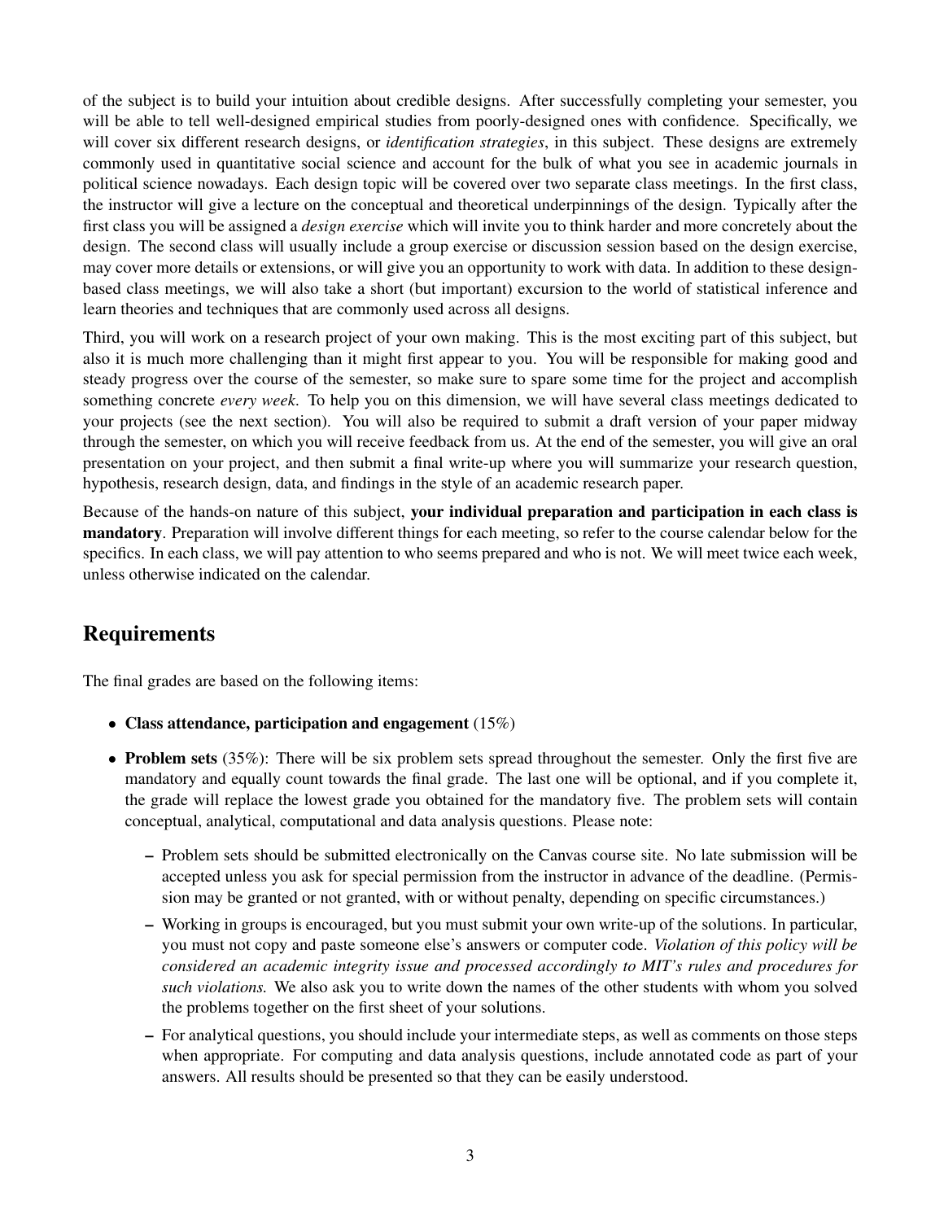of the subject is to build your intuition about credible designs. After successfully completing your semester, you will be able to tell well-designed empirical studies from poorly-designed ones with confidence. Specifically, we will cover six different research designs, or *identification strategies*, in this subject. These designs are extremely commonly used in quantitative social science and account for the bulk of what you see in academic journals in political science nowadays. Each design topic will be covered over two separate class meetings. In the first class, the instructor will give a lecture on the conceptual and theoretical underpinnings of the design. Typically after the first class you will be assigned a *design exercise* which will invite you to think harder and more concretely about the design. The second class will usually include a group exercise or discussion session based on the design exercise, may cover more details or extensions, or will give you an opportunity to work with data. In addition to these design-based class meetings, we will also take a short (but important) excursion to the world of statistical inference and learn theories and techniques that are commonly used across all designs.

Third, you will work on a research project of your own making. This is the most exciting part of this subject, but also it is much more challenging than it might first appear to you. You will be responsible for making good and steady progress over the course of the semester, so make sure to spare some time for the project and accomplish something concrete *every week*. To help you on this dimension, we will have several class meetings dedicated to your projects (see the next section). You will also be required to submit a draft version of your paper midway through the semester, on which you will receive feedback from us. At the end of the semester, you will give an oral presentation on your project, and then submit a final write-up where you will summarize your research question, hypothesis, research design, data, and findings in the style of an academic research paper.

Because of the hands-on nature of this subject, **your individual preparation and participation in each class is mandatory**. Preparation will involve different things for each meeting, so refer to the course calendar below for the specifics. In each class, we will pay attention to who seems prepared and who is not. We will meet twice each week, unless otherwise indicated on the calendar.

## Requirements

The final grades are based on the following items:

- **Class attendance, participation and engagement** (15%)
- **Problem sets** (35%): There will be six problem sets spread throughout the semester. Only the first five are mandatory and equally count towards the final grade. The last one will be optional, and if you complete it, the grade will replace the lowest grade you obtained for the mandatory five. The problem sets will contain conceptual, analytical, computational and data analysis questions. Please note:
  - Problem sets should be submitted electronically on the Canvas course site. No late submission will be accepted unless you ask for special permission from the instructor in advance of the deadline. (Permission may be granted or not granted, with or without penalty, depending on specific circumstances.)
  - Working in groups is encouraged, but you must submit your own write-up of the solutions. In particular, you must not copy and paste someone else's answers or computer code. *Violation of this policy will be considered an academic integrity issue and processed accordingly to MIT's rules and procedures for such violations.* We also ask you to write down the names of the other students with whom you solved the problems together on the first sheet of your solutions.
  - For analytical questions, you should include your intermediate steps, as well as comments on those steps when appropriate. For computing and data analysis questions, include annotated code as part of your answers. All results should be presented so that they can be easily understood.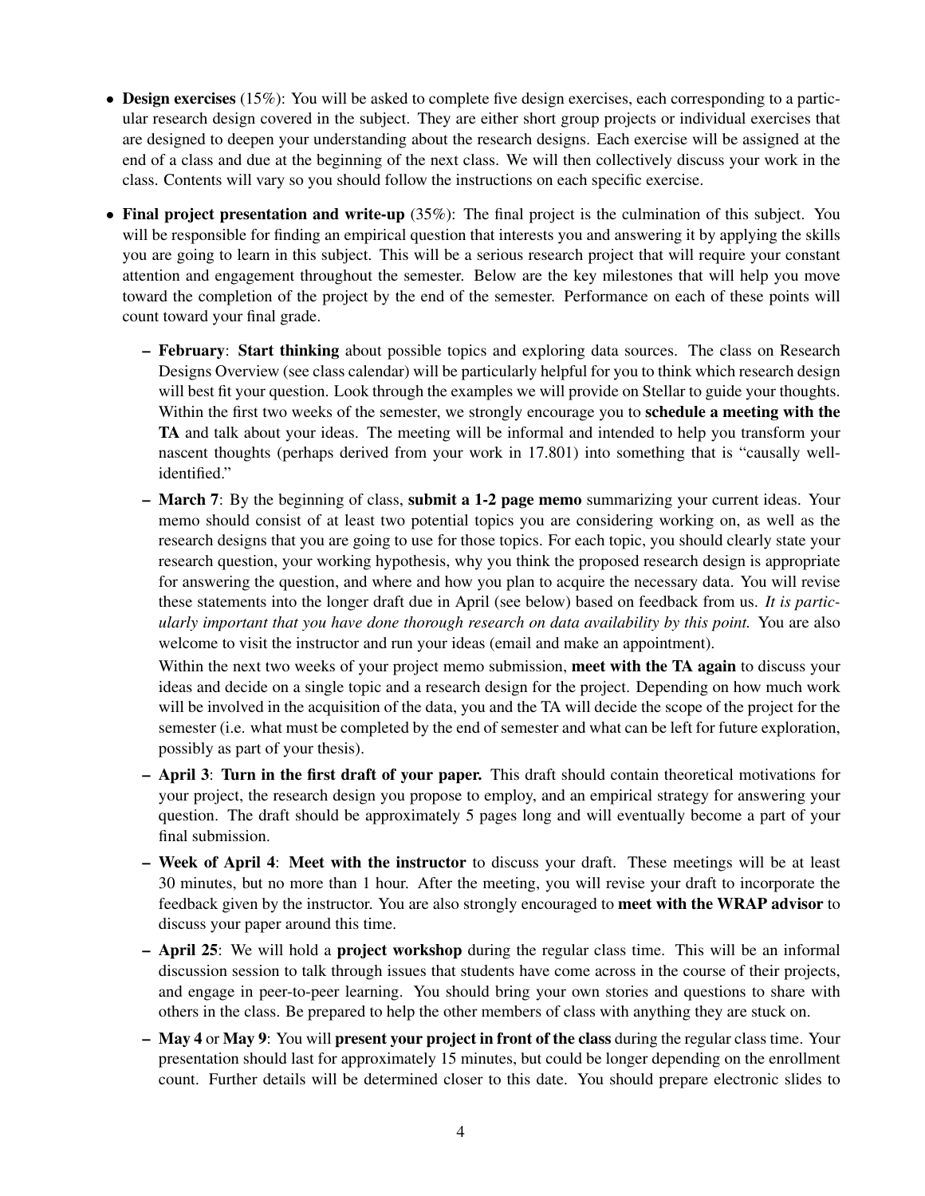- **Design exercises** (15%): You will be asked to complete five design exercises, each corresponding to a particular research design covered in the subject. They are either short group projects or individual exercises that are designed to deepen your understanding about the research designs. Each exercise will be assigned at the end of a class and due at the beginning of the next class. We will then collectively discuss your work in the class. Contents will vary so you should follow the instructions on each specific exercise.

- **Final project presentation and write-up** (35%): The final project is the culmination of this subject. You will be responsible for finding an empirical question that interests you and answering it by applying the skills you are going to learn in this subject. This will be a serious research project that will require your constant attention and engagement throughout the semester. Below are the key milestones that will help you move toward the completion of the project by the end of the semester. Performance on each of these points will count toward your final grade.

  - **February**: **Start thinking** about possible topics and exploring data sources. The class on Research Designs Overview (see class calendar) will be particularly helpful for you to think which research design will best fit your question. Look through the examples we will provide on Stellar to guide your thoughts. Within the first two weeks of the semester, we strongly encourage you to **schedule a meeting with the TA** and talk about your ideas. The meeting will be informal and intended to help you transform your nascent thoughts (perhaps derived from your work in 17.801) into something that is "causally well-identified."

  - **March 7**: By the beginning of class, **submit a 1-2 page memo** summarizing your current ideas. Your memo should consist of at least two potential topics you are considering working on, as well as the research designs that you are going to use for those topics. For each topic, you should clearly state your research question, your working hypothesis, why you think the proposed research design is appropriate for answering the question, and where and how you plan to acquire the necessary data. You will revise these statements into the longer draft due in April (see below) based on feedback from us. *It is particularly important that you have done thorough research on data availability by this point.* You are also welcome to visit the instructor and run your ideas (email and make an appointment).

    Within the next two weeks of your project memo submission, **meet with the TA again** to discuss your ideas and decide on a single topic and a research design for the project. Depending on how much work will be involved in the acquisition of the data, you and the TA will decide the scope of the project for the semester (i.e. what must be completed by the end of semester and what can be left for future exploration, possibly as part of your thesis).

  - **April 3**: **Turn in the first draft of your paper.** This draft should contain theoretical motivations for your project, the research design you propose to employ, and an empirical strategy for answering your question. The draft should be approximately 5 pages long and will eventually become a part of your final submission.

  - **Week of April 4**: **Meet with the instructor** to discuss your draft. These meetings will be at least 30 minutes, but no more than 1 hour. After the meeting, you will revise your draft to incorporate the feedback given by the instructor. You are also strongly encouraged to **meet with the WRAP advisor** to discuss your paper around this time.

  - **April 25**: We will hold a **project workshop** during the regular class time. This will be an informal discussion session to talk through issues that students have come across in the course of their projects, and engage in peer-to-peer learning. You should bring your own stories and questions to share with others in the class. Be prepared to help the other members of class with anything they are stuck on.

  - **May 4** or **May 9**: You will **present your project in front of the class** during the regular class time. Your presentation should last for approximately 15 minutes, but could be longer depending on the enrollment count. Further details will be determined closer to this date. You should prepare electronic slides to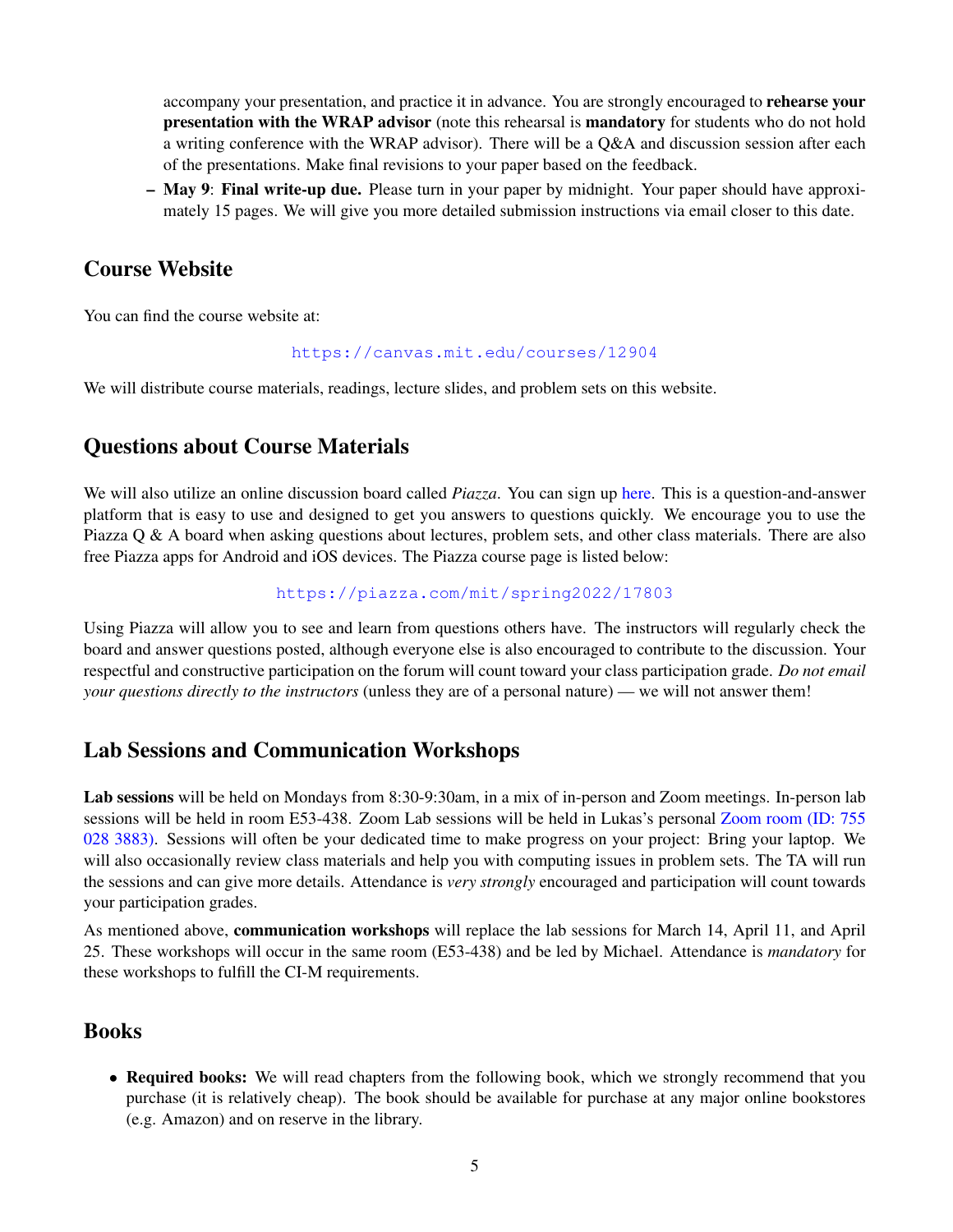accompany your presentation, and practice it in advance. You are strongly encouraged to **rehearse your presentation with the WRAP advisor** (note this rehearsal is **mandatory** for students who do not hold a writing conference with the WRAP advisor). There will be a Q&A and discussion session after each of the presentations. Make final revisions to your paper based on the feedback.

– **May 9**: **Final write-up due.** Please turn in your paper by midnight. Your paper should have approximately 15 pages. We will give you more detailed submission instructions via email closer to this date.

## Course Website

You can find the course website at:

https://canvas.mit.edu/courses/12904

We will distribute course materials, readings, lecture slides, and problem sets on this website.

## Questions about Course Materials

We will also utilize an online discussion board called *Piazza*. You can sign up here. This is a question-and-answer platform that is easy to use and designed to get you answers to questions quickly. We encourage you to use the Piazza Q & A board when asking questions about lectures, problem sets, and other class materials. There are also free Piazza apps for Android and iOS devices. The Piazza course page is listed below:

https://piazza.com/mit/spring2022/17803

Using Piazza will allow you to see and learn from questions others have. The instructors will regularly check the board and answer questions posted, although everyone else is also encouraged to contribute to the discussion. Your respectful and constructive participation on the forum will count toward your class participation grade. *Do not email your questions directly to the instructors* (unless they are of a personal nature) — we will not answer them!

## Lab Sessions and Communication Workshops

**Lab sessions** will be held on Mondays from 8:30-9:30am, in a mix of in-person and Zoom meetings. In-person lab sessions will be held in room E53-438. Zoom Lab sessions will be held in Lukas's personal Zoom room (ID: 755 028 3883). Sessions will often be your dedicated time to make progress on your project: Bring your laptop. We will also occasionally review class materials and help you with computing issues in problem sets. The TA will run the sessions and can give more details. Attendance is *very strongly* encouraged and participation will count towards your participation grades.

As mentioned above, **communication workshops** will replace the lab sessions for March 14, April 11, and April 25. These workshops will occur in the same room (E53-438) and be led by Michael. Attendance is *mandatory* for these workshops to fulfill the CI-M requirements.

## Books

- **Required books:** We will read chapters from the following book, which we strongly recommend that you purchase (it is relatively cheap). The book should be available for purchase at any major online bookstores (e.g. Amazon) and on reserve in the library.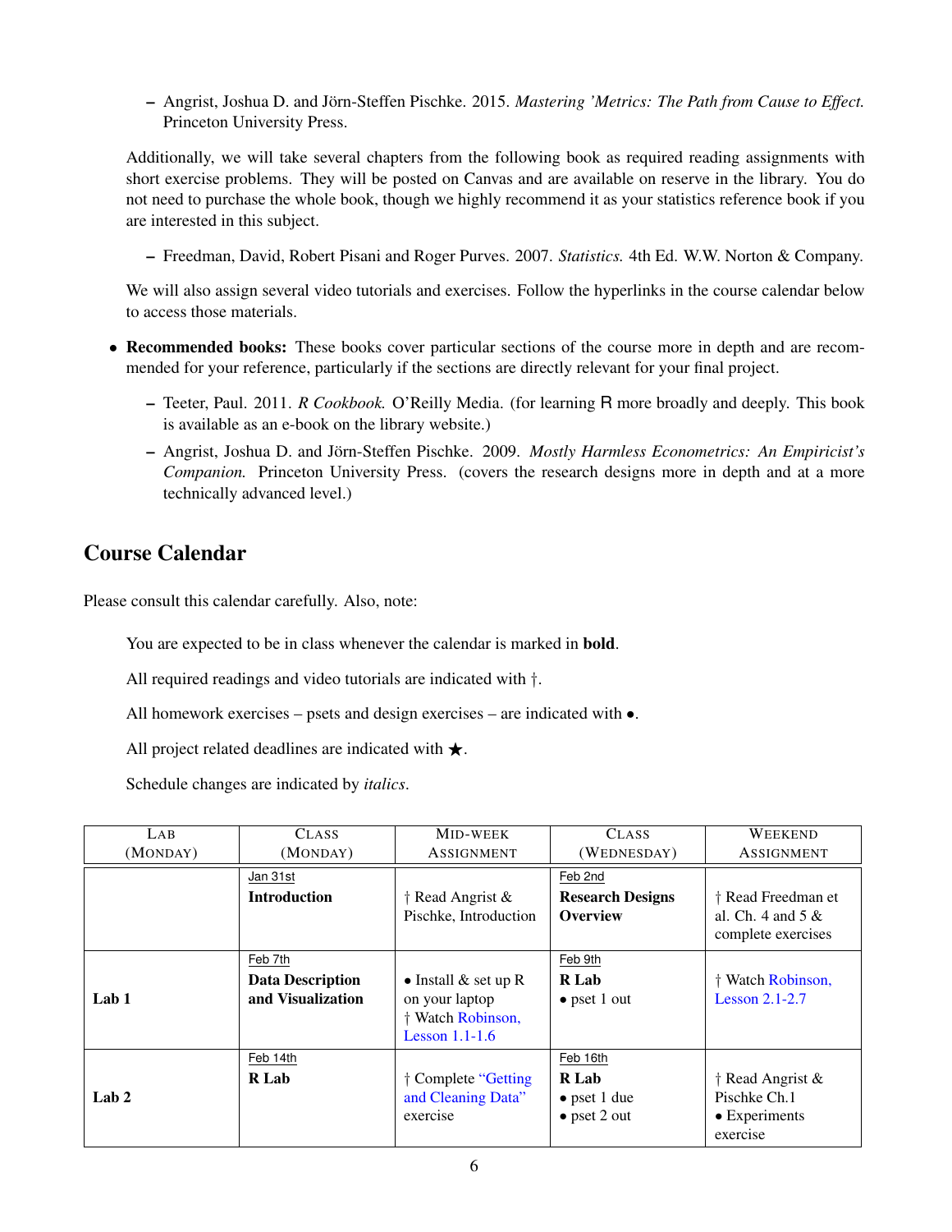- Angrist, Joshua D. and Jörn-Steffen Pischke. 2015. *Mastering 'Metrics: The Path from Cause to Effect.* Princeton University Press.

Additionally, we will take several chapters from the following book as required reading assignments with short exercise problems. They will be posted on Canvas and are available on reserve in the library. You do not need to purchase the whole book, though we highly recommend it as your statistics reference book if you are interested in this subject.

- Freedman, David, Robert Pisani and Roger Purves. 2007. *Statistics.* 4th Ed. W.W. Norton & Company.

We will also assign several video tutorials and exercises. Follow the hyperlinks in the course calendar below to access those materials.

- **Recommended books:** These books cover particular sections of the course more in depth and are recommended for your reference, particularly if the sections are directly relevant for your final project.
  - Teeter, Paul. 2011. *R Cookbook.* O'Reilly Media. (for learning R more broadly and deeply. This book is available as an e-book on the library website.)
  - Angrist, Joshua D. and Jörn-Steffen Pischke. 2009. *Mostly Harmless Econometrics: An Empiricist's Companion.* Princeton University Press. (covers the research designs more in depth and at a more technically advanced level.)

## Course Calendar

Please consult this calendar carefully. Also, note:

You are expected to be in class whenever the calendar is marked in **bold**.

All required readings and video tutorials are indicated with †.

All homework exercises – psets and design exercises – are indicated with •.

All project related deadlines are indicated with ★.

Schedule changes are indicated by *italics*.

| LAB (MONDAY) | CLASS (MONDAY) | MID-WEEK ASSIGNMENT | CLASS (WEDNESDAY) | WEEKEND ASSIGNMENT |
|---|---|---|---|---|
| | Jan 31st<br>**Introduction** | † Read Angrist & Pischke, Introduction | Feb 2nd<br>**Research Designs Overview** | † Read Freedman et al. Ch. 4 and 5 & complete exercises |
| **Lab 1** | Feb 7th<br>**Data Description and Visualization** | • Install & set up R on your laptop<br>† Watch Robinson, Lesson 1.1-1.6 | Feb 9th<br>**R Lab**<br>• pset 1 out | † Watch Robinson, Lesson 2.1-2.7 |
| **Lab 2** | Feb 14th<br>**R Lab** | † Complete "Getting and Cleaning Data" exercise | Feb 16th<br>**R Lab**<br>• pset 1 due<br>• pset 2 out | † Read Angrist & Pischke Ch.1<br>• Experiments exercise |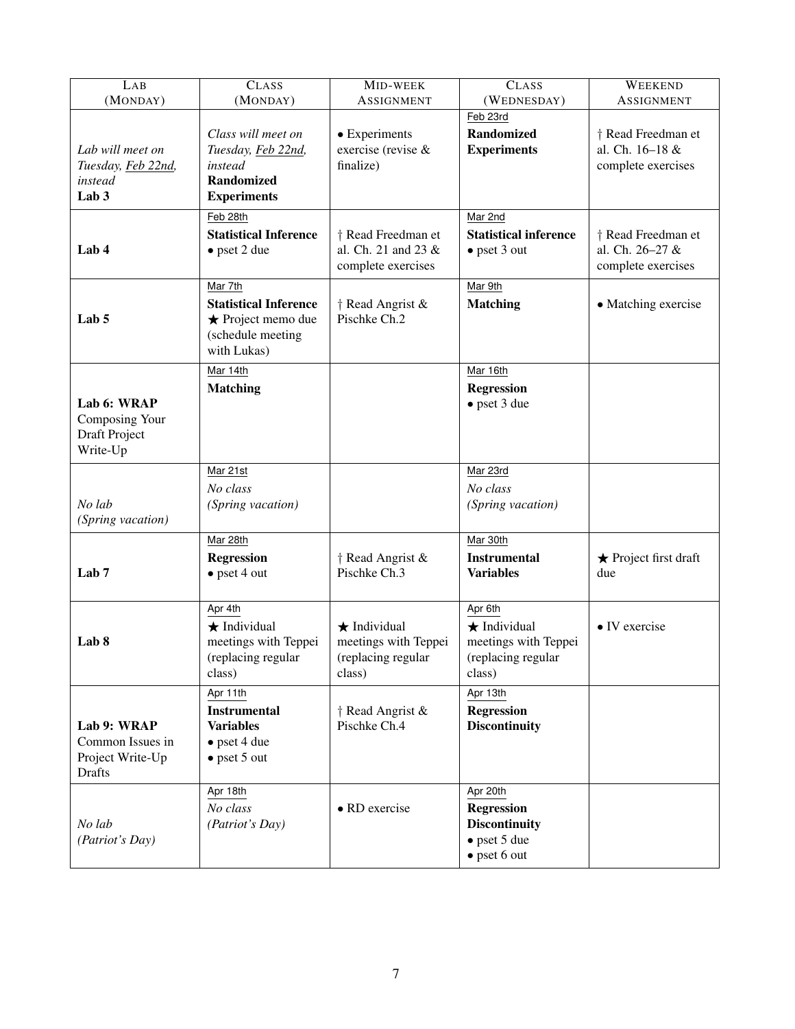| Lab (Monday) | Class (Monday) | Mid-week Assignment | Class (Wednesday) | Weekend Assignment |
|---|---|---|---|---|
| *Lab will meet on Tuesday, Feb 22nd, instead* **Lab 3** | *Class will meet on Tuesday, Feb 22nd, instead* **Randomized Experiments** | • Experiments exercise (revise & finalize) | Feb 23rd **Randomized Experiments** | † Read Freedman et al. Ch. 16–18 & complete exercises |
| **Lab 4** | Feb 28th **Statistical Inference** • pset 2 due | † Read Freedman et al. Ch. 21 and 23 & complete exercises | Mar 2nd **Statistical inference** • pset 3 out | † Read Freedman et al. Ch. 26–27 & complete exercises |
| **Lab 5** | Mar 7th **Statistical Inference** ★ Project memo due (schedule meeting with Lukas) | † Read Angrist & Pischke Ch.2 | Mar 9th **Matching** | • Matching exercise |
| **Lab 6: WRAP** Composing Your Draft Project Write-Up | Mar 14th **Matching** | | Mar 16th **Regression** • pset 3 due | |
| *No lab (Spring vacation)* | Mar 21st *No class (Spring vacation)* | | Mar 23rd *No class (Spring vacation)* | |
| **Lab 7** | Mar 28th **Regression** • pset 4 out | † Read Angrist & Pischke Ch.3 | Mar 30th **Instrumental Variables** | ★ Project first draft due |
| **Lab 8** | Apr 4th ★ Individual meetings with Teppei (replacing regular class) | ★ Individual meetings with Teppei (replacing regular class) | Apr 6th ★ Individual meetings with Teppei (replacing regular class) | • IV exercise |
| **Lab 9: WRAP** Common Issues in Project Write-Up Drafts | Apr 11th **Instrumental Variables** • pset 4 due • pset 5 out | † Read Angrist & Pischke Ch.4 | Apr 13th **Regression Discontinuity** | |
| *No lab (Patriot's Day)* | Apr 18th *No class (Patriot's Day)* | • RD exercise | Apr 20th **Regression Discontinuity** • pset 5 due • pset 6 out | |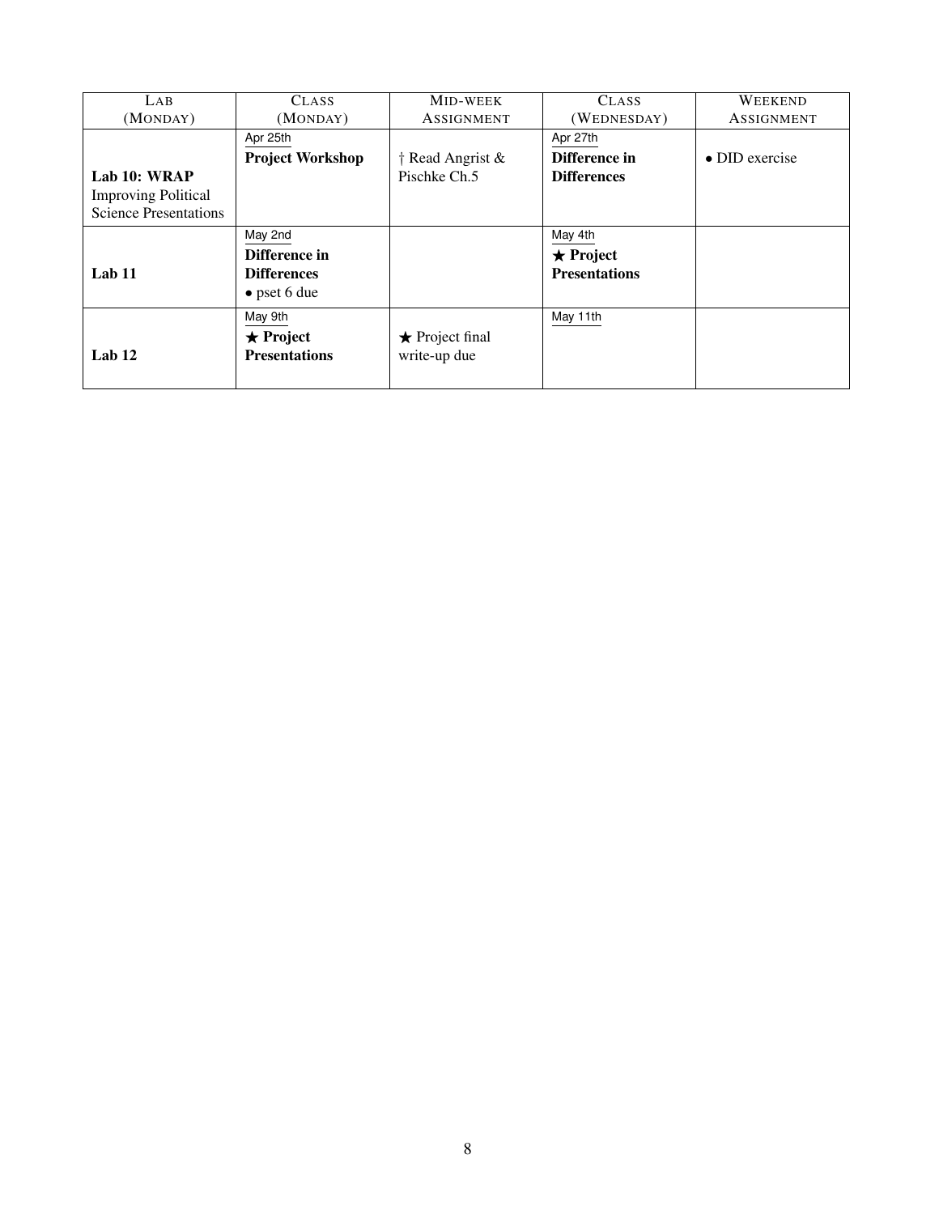| Lab (Monday) | Class (Monday) | Mid-week Assignment | Class (Wednesday) | Weekend Assignment |
|---|---|---|---|---|
| **Lab 10: WRAP** Improving Political Science Presentations | Apr 25th **Project Workshop** | † Read Angrist & Pischke Ch.5 | Apr 27th **Difference in Differences** | • DID exercise |
| **Lab 11** | May 2nd **Difference in Differences** • pset 6 due | | May 4th ★ **Project Presentations** | |
| **Lab 12** | May 9th ★ **Project Presentations** | ★ Project final write-up due | May 11th | |